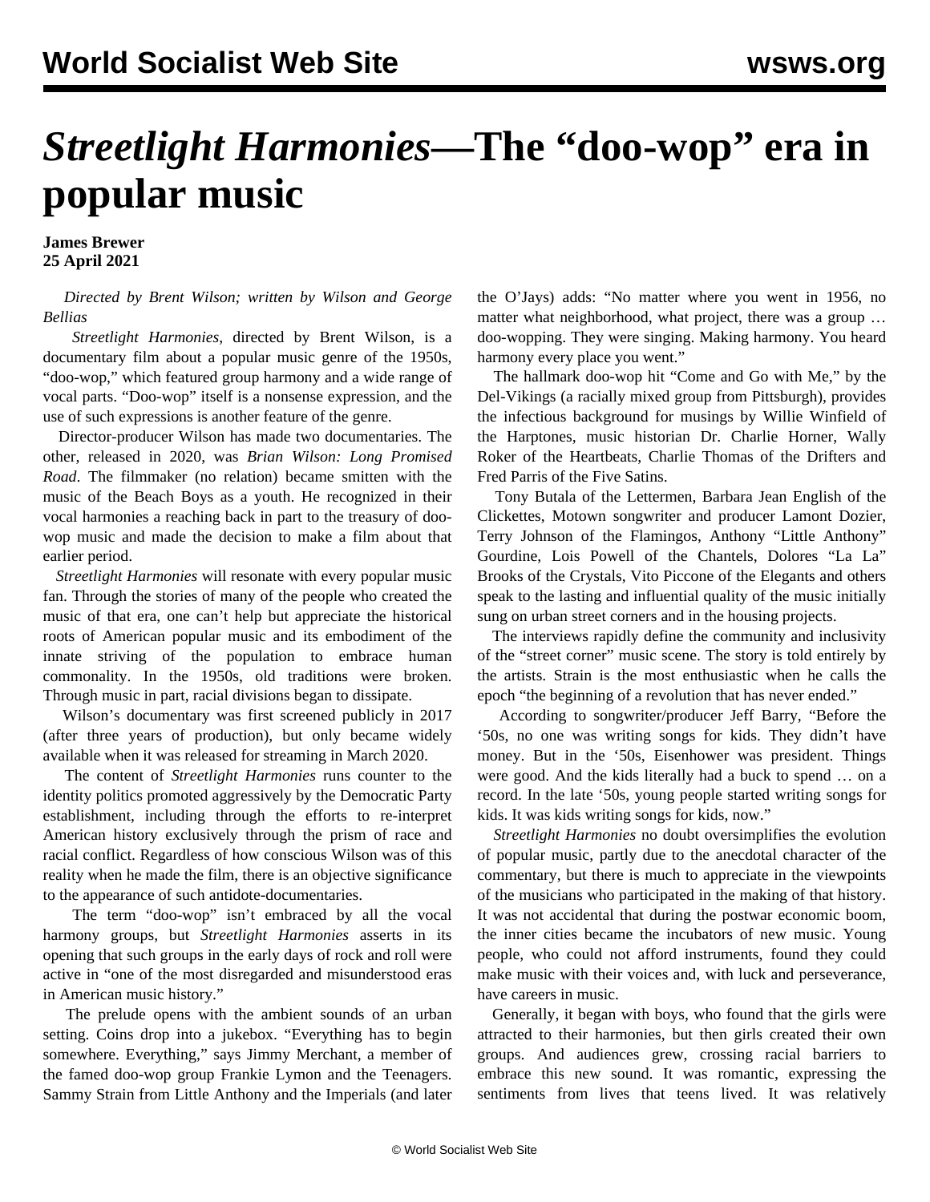# *Streetlight Harmonies*—The "doo-wop" era in popular music

**James Brewer**
**25 April 2021**

*Directed by Brent Wilson; written by Wilson and George Bellias*

*Streetlight Harmonies*, directed by Brent Wilson, is a documentary film about a popular music genre of the 1950s, "doo-wop," which featured group harmony and a wide range of vocal parts. "Doo-wop" itself is a nonsense expression, and the use of such expressions is another feature of the genre.

Director-producer Wilson has made two documentaries. The other, released in 2020, was *Brian Wilson: Long Promised Road*. The filmmaker (no relation) became smitten with the music of the Beach Boys as a youth. He recognized in their vocal harmonies a reaching back in part to the treasury of doo-wop music and made the decision to make a film about that earlier period.

*Streetlight Harmonies* will resonate with every popular music fan. Through the stories of many of the people who created the music of that era, one can't help but appreciate the historical roots of American popular music and its embodiment of the innate striving of the population to embrace human commonality. In the 1950s, old traditions were broken. Through music in part, racial divisions began to dissipate.

Wilson's documentary was first screened publicly in 2017 (after three years of production), but only became widely available when it was released for streaming in March 2020.

The content of *Streetlight Harmonies* runs counter to the identity politics promoted aggressively by the Democratic Party establishment, including through the efforts to re-interpret American history exclusively through the prism of race and racial conflict. Regardless of how conscious Wilson was of this reality when he made the film, there is an objective significance to the appearance of such antidote-documentaries.

The term "doo-wop" isn't embraced by all the vocal harmony groups, but *Streetlight Harmonies* asserts in its opening that such groups in the early days of rock and roll were active in "one of the most disregarded and misunderstood eras in American music history."

The prelude opens with the ambient sounds of an urban setting. Coins drop into a jukebox. "Everything has to begin somewhere. Everything," says Jimmy Merchant, a member of the famed doo-wop group Frankie Lymon and the Teenagers. Sammy Strain from Little Anthony and the Imperials (and later the O'Jays) adds: "No matter where you went in 1956, no matter what neighborhood, what project, there was a group … doo-wopping. They were singing. Making harmony. You heard harmony every place you went."

The hallmark doo-wop hit "Come and Go with Me," by the Del-Vikings (a racially mixed group from Pittsburgh), provides the infectious background for musings by Willie Winfield of the Harptones, music historian Dr. Charlie Horner, Wally Roker of the Heartbeats, Charlie Thomas of the Drifters and Fred Parris of the Five Satins.

Tony Butala of the Lettermen, Barbara Jean English of the Clickettes, Motown songwriter and producer Lamont Dozier, Terry Johnson of the Flamingos, Anthony "Little Anthony" Gourdine, Lois Powell of the Chantels, Dolores "La La" Brooks of the Crystals, Vito Piccone of the Elegants and others speak to the lasting and influential quality of the music initially sung on urban street corners and in the housing projects.

The interviews rapidly define the community and inclusivity of the "street corner" music scene. The story is told entirely by the artists. Strain is the most enthusiastic when he calls the epoch "the beginning of a revolution that has never ended."

According to songwriter/producer Jeff Barry, "Before the '50s, no one was writing songs for kids. They didn't have money. But in the '50s, Eisenhower was president. Things were good. And the kids literally had a buck to spend … on a record. In the late '50s, young people started writing songs for kids. It was kids writing songs for kids, now."

*Streetlight Harmonies* no doubt oversimplifies the evolution of popular music, partly due to the anecdotal character of the commentary, but there is much to appreciate in the viewpoints of the musicians who participated in the making of that history. It was not accidental that during the postwar economic boom, the inner cities became the incubators of new music. Young people, who could not afford instruments, found they could make music with their voices and, with luck and perseverance, have careers in music.

Generally, it began with boys, who found that the girls were attracted to their harmonies, but then girls created their own groups. And audiences grew, crossing racial barriers to embrace this new sound. It was romantic, expressing the sentiments from lives that teens lived. It was relatively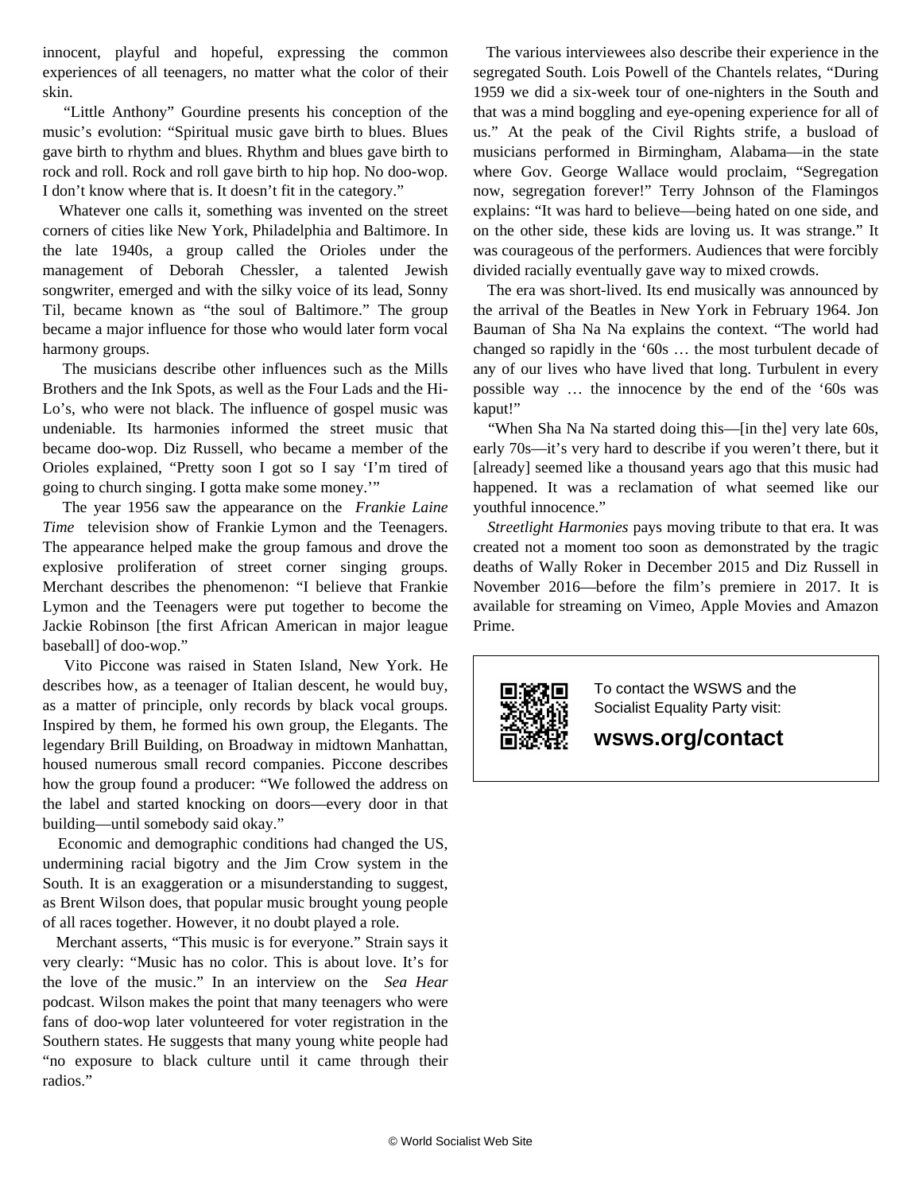innocent, playful and hopeful, expressing the common experiences of all teenagers, no matter what the color of their skin.

"Little Anthony" Gourdine presents his conception of the music's evolution: "Spiritual music gave birth to blues. Blues gave birth to rhythm and blues. Rhythm and blues gave birth to rock and roll. Rock and roll gave birth to hip hop. No doo-wop. I don't know where that is. It doesn't fit in the category."

Whatever one calls it, something was invented on the street corners of cities like New York, Philadelphia and Baltimore. In the late 1940s, a group called the Orioles under the management of Deborah Chessler, a talented Jewish songwriter, emerged and with the silky voice of its lead, Sonny Til, became known as "the soul of Baltimore." The group became a major influence for those who would later form vocal harmony groups.

The musicians describe other influences such as the Mills Brothers and the Ink Spots, as well as the Four Lads and the Hi-Lo's, who were not black. The influence of gospel music was undeniable. Its harmonies informed the street music that became doo-wop. Diz Russell, who became a member of the Orioles explained, "Pretty soon I got so I say 'I'm tired of going to church singing. I gotta make some money.'"

The year 1956 saw the appearance on the *Frankie Laine Time* television show of Frankie Lymon and the Teenagers. The appearance helped make the group famous and drove the explosive proliferation of street corner singing groups. Merchant describes the phenomenon: "I believe that Frankie Lymon and the Teenagers were put together to become the Jackie Robinson [the first African American in major league baseball] of doo-wop."

Vito Piccone was raised in Staten Island, New York. He describes how, as a teenager of Italian descent, he would buy, as a matter of principle, only records by black vocal groups. Inspired by them, he formed his own group, the Elegants. The legendary Brill Building, on Broadway in midtown Manhattan, housed numerous small record companies. Piccone describes how the group found a producer: "We followed the address on the label and started knocking on doors—every door in that building—until somebody said okay."

Economic and demographic conditions had changed the US, undermining racial bigotry and the Jim Crow system in the South. It is an exaggeration or a misunderstanding to suggest, as Brent Wilson does, that popular music brought young people of all races together. However, it no doubt played a role.

Merchant asserts, "This music is for everyone." Strain says it very clearly: "Music has no color. This is about love. It's for the love of the music." In an interview on the *Sea Hear* podcast. Wilson makes the point that many teenagers who were fans of doo-wop later volunteered for voter registration in the Southern states. He suggests that many young white people had "no exposure to black culture until it came through their radios."

The various interviewees also describe their experience in the segregated South. Lois Powell of the Chantels relates, "During 1959 we did a six-week tour of one-nighters in the South and that was a mind boggling and eye-opening experience for all of us." At the peak of the Civil Rights strife, a busload of musicians performed in Birmingham, Alabama—in the state where Gov. George Wallace would proclaim, "Segregation now, segregation forever!" Terry Johnson of the Flamingos explains: "It was hard to believe—being hated on one side, and on the other side, these kids are loving us. It was strange." It was courageous of the performers. Audiences that were forcibly divided racially eventually gave way to mixed crowds.

The era was short-lived. Its end musically was announced by the arrival of the Beatles in New York in February 1964. Jon Bauman of Sha Na Na explains the context. "The world had changed so rapidly in the '60s … the most turbulent decade of any of our lives who have lived that long. Turbulent in every possible way … the innocence by the end of the '60s was kaput!"

"When Sha Na Na started doing this—[in the] very late 60s, early 70s—it's very hard to describe if you weren't there, but it [already] seemed like a thousand years ago that this music had happened. It was a reclamation of what seemed like our youthful innocence."

*Streetlight Harmonies* pays moving tribute to that era. It was created not a moment too soon as demonstrated by the tragic deaths of Wally Roker in December 2015 and Diz Russell in November 2016—before the film's premiere in 2017. It is available for streaming on Vimeo, Apple Movies and Amazon Prime.

To contact the WSWS and the Socialist Equality Party visit:

**wsws.org/contact**